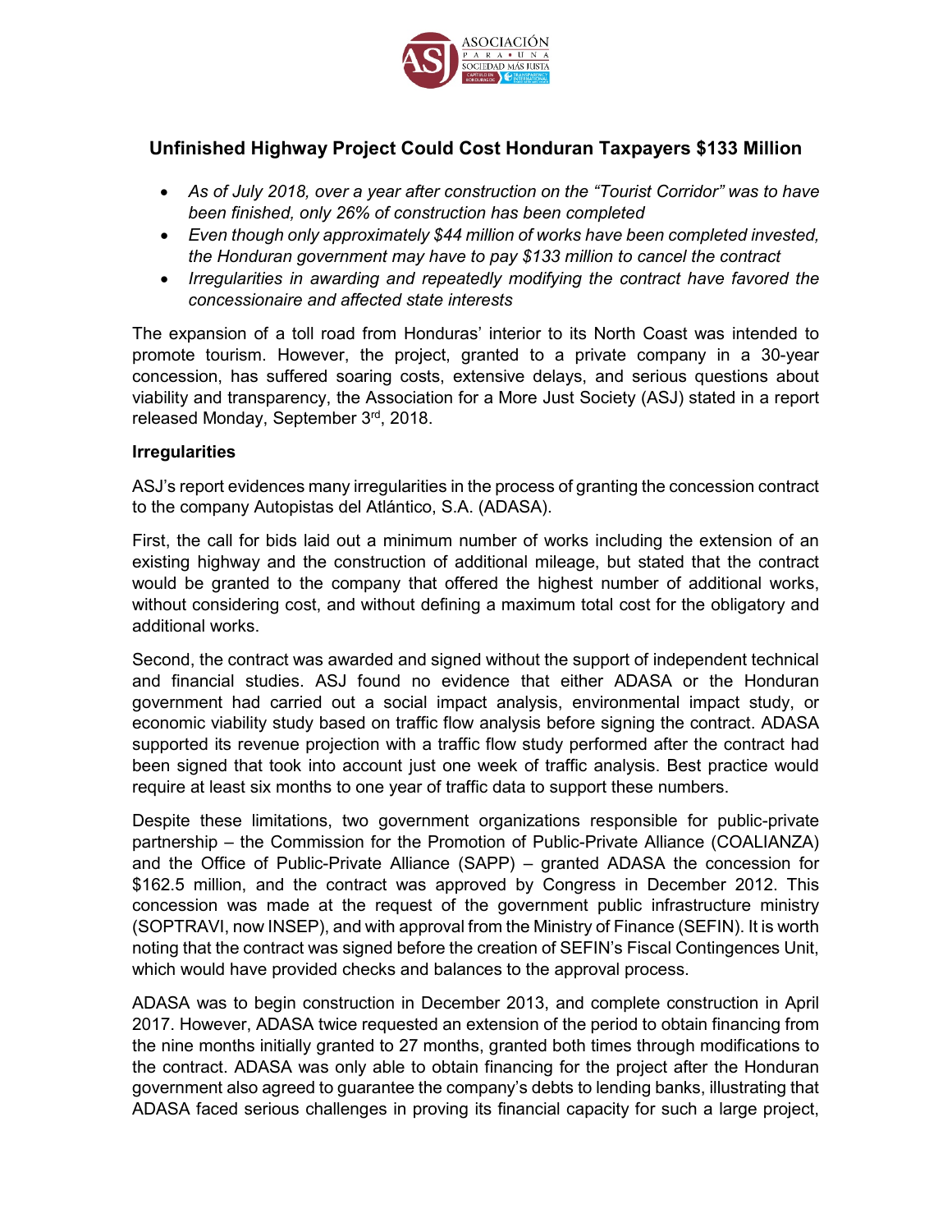# Unfinished Highway Project Could Cost Honduran Taxpayers $133 Million

- *As of July 2018, over a year after construction on the "Tourist Corridor" was to have been finished, only 26% of construction has been completed*
- *Even though only approximately $44 million of works have been completed invested, the Honduran government may have to pay $133 million to cancel the contract*
- *Irregularities in awarding and repeatedly modifying the contract have favored the concessionaire and affected state interests*

The expansion of a toll road from Honduras' interior to its North Coast was intended to promote tourism. However, the project, granted to a private company in a 30-year concession, has suffered soaring costs, extensive delays, and serious questions about viability and transparency, the Association for a More Just Society (ASJ) stated in a report released Monday, September 3rd, 2018.

**Irregularities**

ASJ's report evidences many irregularities in the process of granting the concession contract to the company Autopistas del Atlántico, S.A. (ADASA).

First, the call for bids laid out a minimum number of works including the extension of an existing highway and the construction of additional mileage, but stated that the contract would be granted to the company that offered the highest number of additional works, without considering cost, and without defining a maximum total cost for the obligatory and additional works.

Second, the contract was awarded and signed without the support of independent technical and financial studies. ASJ found no evidence that either ADASA or the Honduran government had carried out a social impact analysis, environmental impact study, or economic viability study based on traffic flow analysis before signing the contract. ADASA supported its revenue projection with a traffic flow study performed after the contract had been signed that took into account just one week of traffic analysis. Best practice would require at least six months to one year of traffic data to support these numbers.

Despite these limitations, two government organizations responsible for public-private partnership – the Commission for the Promotion of Public-Private Alliance (COALIANZA) and the Office of Public-Private Alliance (SAPP) – granted ADASA the concession for $162.5 million, and the contract was approved by Congress in December 2012. This concession was made at the request of the government public infrastructure ministry (SOPTRAVI, now INSEP), and with approval from the Ministry of Finance (SEFIN). It is worth noting that the contract was signed before the creation of SEFIN's Fiscal Contingences Unit, which would have provided checks and balances to the approval process.

ADASA was to begin construction in December 2013, and complete construction in April 2017. However, ADASA twice requested an extension of the period to obtain financing from the nine months initially granted to 27 months, granted both times through modifications to the contract. ADASA was only able to obtain financing for the project after the Honduran government also agreed to guarantee the company's debts to lending banks, illustrating that ADASA faced serious challenges in proving its financial capacity for such a large project,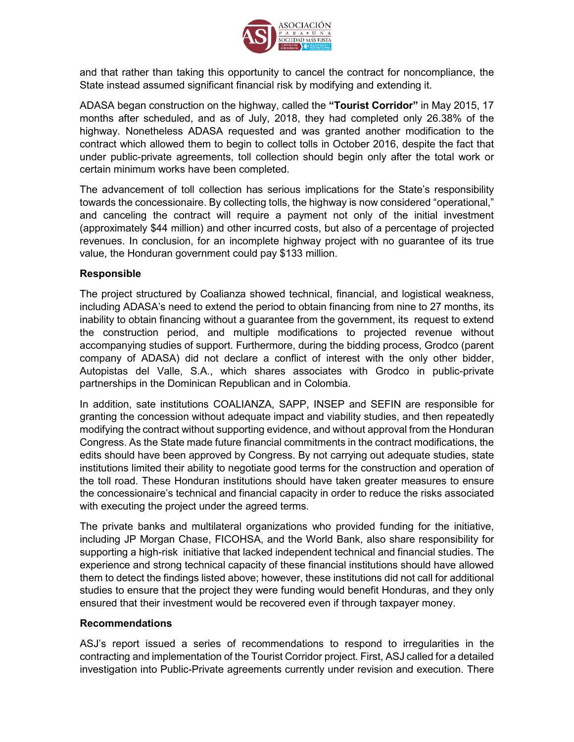and that rather than taking this opportunity to cancel the contract for noncompliance, the State instead assumed significant financial risk by modifying and extending it.

ADASA began construction on the highway, called the **"Tourist Corridor"** in May 2015, 17 months after scheduled, and as of July, 2018, they had completed only 26.38% of the highway. Nonetheless ADASA requested and was granted another modification to the contract which allowed them to begin to collect tolls in October 2016, despite the fact that under public-private agreements, toll collection should begin only after the total work or certain minimum works have been completed.

The advancement of toll collection has serious implications for the State's responsibility towards the concessionaire. By collecting tolls, the highway is now considered "operational," and canceling the contract will require a payment not only of the initial investment (approximately $44 million) and other incurred costs, but also of a percentage of projected revenues. In conclusion, for an incomplete highway project with no guarantee of its true value, the Honduran government could pay $133 million.

**Responsible**

The project structured by Coalianza showed technical, financial, and logistical weakness, including ADASA's need to extend the period to obtain financing from nine to 27 months, its inability to obtain financing without a guarantee from the government, its request to extend the construction period, and multiple modifications to projected revenue without accompanying studies of support. Furthermore, during the bidding process, Grodco (parent company of ADASA) did not declare a conflict of interest with the only other bidder, Autopistas del Valle, S.A., which shares associates with Grodco in public-private partnerships in the Dominican Republican and in Colombia.

In addition, sate institutions COALIANZA, SAPP, INSEP and SEFIN are responsible for granting the concession without adequate impact and viability studies, and then repeatedly modifying the contract without supporting evidence, and without approval from the Honduran Congress. As the State made future financial commitments in the contract modifications, the edits should have been approved by Congress. By not carrying out adequate studies, state institutions limited their ability to negotiate good terms for the construction and operation of the toll road. These Honduran institutions should have taken greater measures to ensure the concessionaire's technical and financial capacity in order to reduce the risks associated with executing the project under the agreed terms.

The private banks and multilateral organizations who provided funding for the initiative, including JP Morgan Chase, FICOHSA, and the World Bank, also share responsibility for supporting a high-risk initiative that lacked independent technical and financial studies. The experience and strong technical capacity of these financial institutions should have allowed them to detect the findings listed above; however, these institutions did not call for additional studies to ensure that the project they were funding would benefit Honduras, and they only ensured that their investment would be recovered even if through taxpayer money.

**Recommendations**

ASJ's report issued a series of recommendations to respond to irregularities in the contracting and implementation of the Tourist Corridor project. First, ASJ called for a detailed investigation into Public-Private agreements currently under revision and execution. There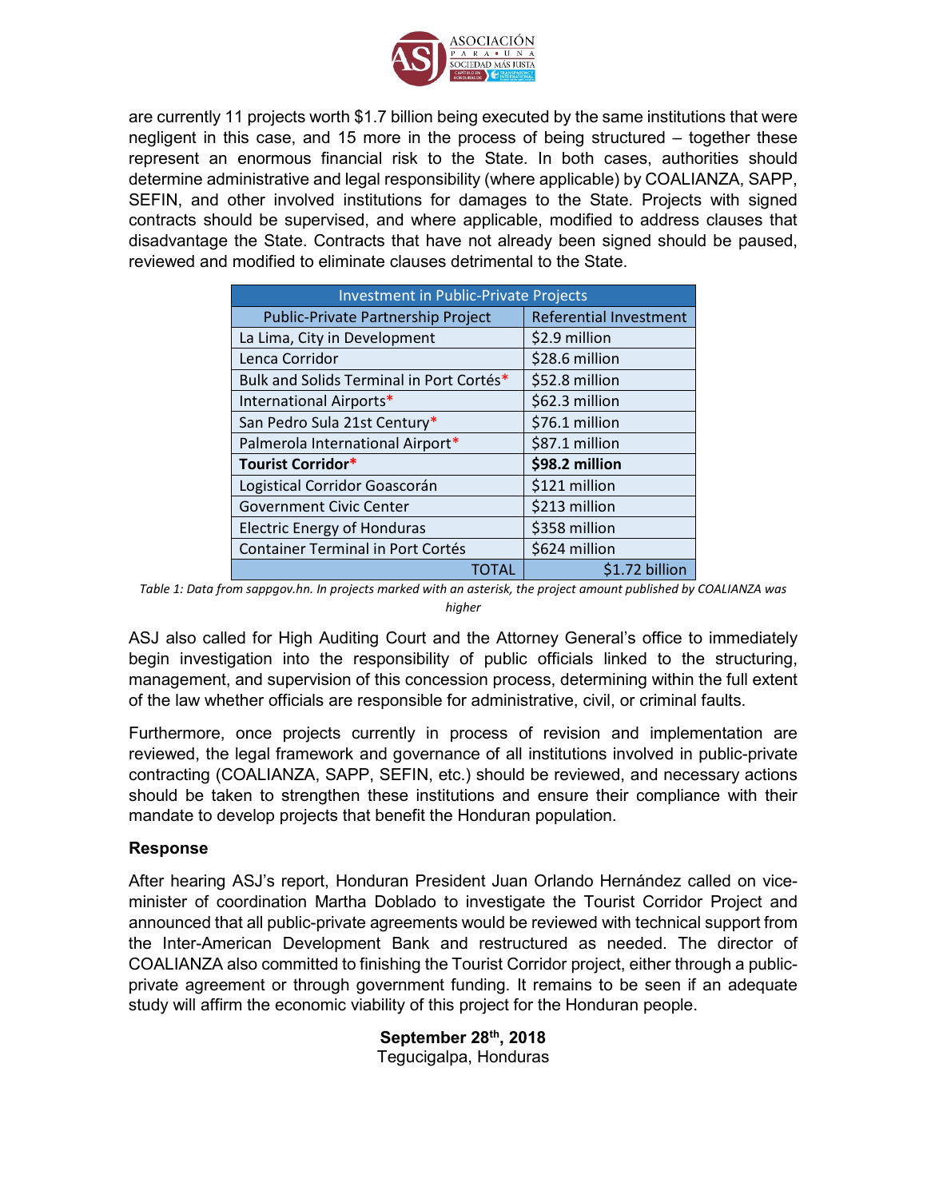are currently 11 projects worth $1.7 billion being executed by the same institutions that were negligent in this case, and 15 more in the process of being structured – together these represent an enormous financial risk to the State. In both cases, authorities should determine administrative and legal responsibility (where applicable) by COALIANZA, SAPP, SEFIN, and other involved institutions for damages to the State. Projects with signed contracts should be supervised, and where applicable, modified to address clauses that disadvantage the State. Contracts that have not already been signed should be paused, reviewed and modified to eliminate clauses detrimental to the State.

| Investment in Public-Private Projects | |
|---|---|
| Public-Private Partnership Project | Referential Investment |
| La Lima, City in Development | $2.9 million |
| Lenca Corridor | $28.6 million |
| Bulk and Solids Terminal in Port Cortés* | $52.8 million |
| International Airports* | $62.3 million |
| San Pedro Sula 21st Century* | $76.1 million |
| Palmerola International Airport* | $87.1 million |
| **Tourist Corridor*** | **$98.2 million** |
| Logistical Corridor Goascorán | $121 million |
| Government Civic Center | $213 million |
| Electric Energy of Honduras | $358 million |
| Container Terminal in Port Cortés | $624 million |
| TOTAL | $1.72 billion |

*Table 1: Data from sappgov.hn. In projects marked with an asterisk, the project amount published by COALIANZA was higher*

ASJ also called for High Auditing Court and the Attorney General's office to immediately begin investigation into the responsibility of public officials linked to the structuring, management, and supervision of this concession process, determining within the full extent of the law whether officials are responsible for administrative, civil, or criminal faults.

Furthermore, once projects currently in process of revision and implementation are reviewed, the legal framework and governance of all institutions involved in public-private contracting (COALIANZA, SAPP, SEFIN, etc.) should be reviewed, and necessary actions should be taken to strengthen these institutions and ensure their compliance with their mandate to develop projects that benefit the Honduran population.

**Response**

After hearing ASJ's report, Honduran President Juan Orlando Hernández called on vice-minister of coordination Martha Doblado to investigate the Tourist Corridor Project and announced that all public-private agreements would be reviewed with technical support from the Inter-American Development Bank and restructured as needed. The director of COALIANZA also committed to finishing the Tourist Corridor project, either through a public-private agreement or through government funding. It remains to be seen if an adequate study will affirm the economic viability of this project for the Honduran people.

**September 28th, 2018**
Tegucigalpa, Honduras